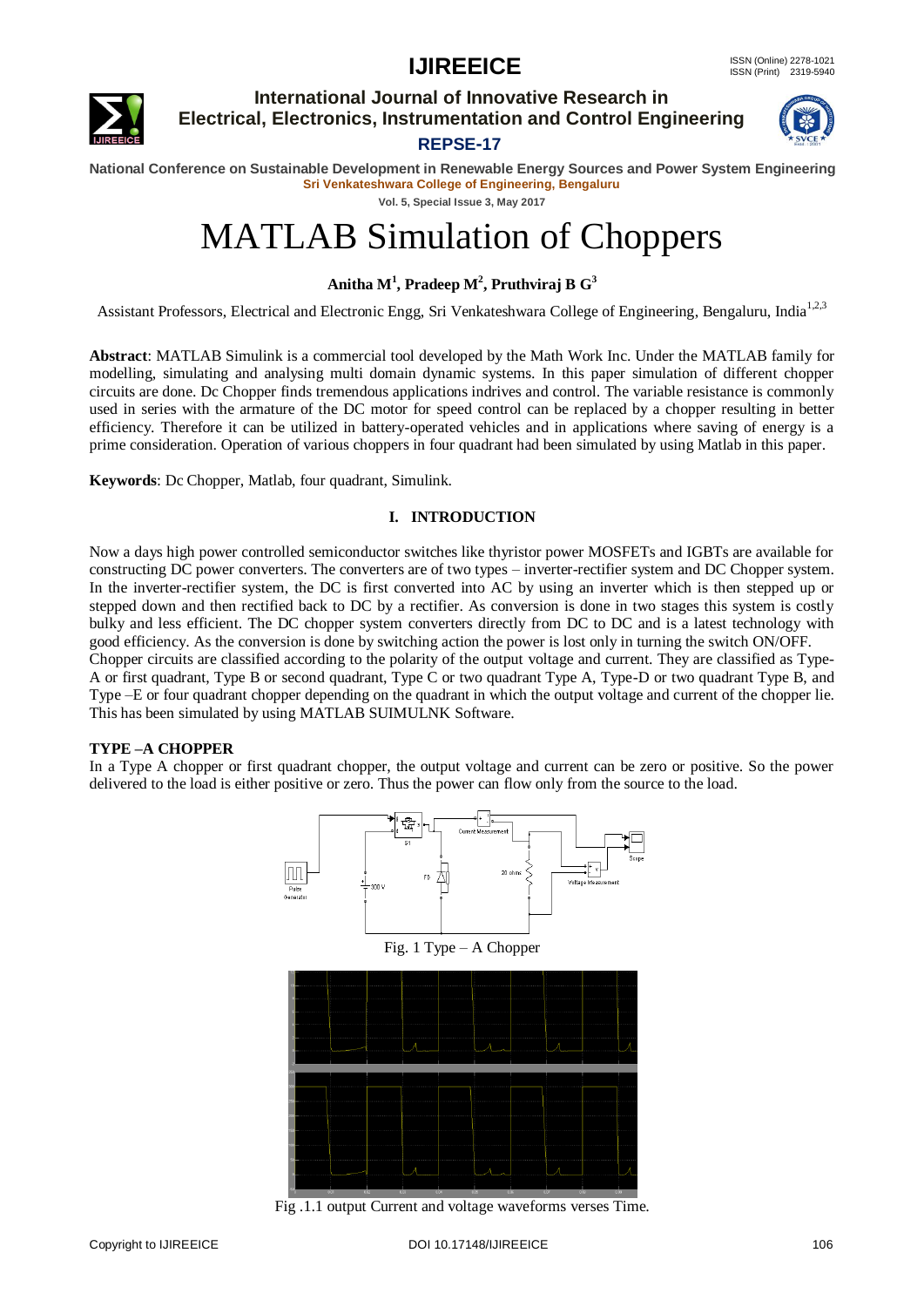# MATLAB Simulation of Choppers

**Anitha M[1], Pradeep M[2], Pruthviraj B G[3]**

Assistant Professors, Electrical and Electronic Engg, Sri Venkateshwara College of Engineering, Bengaluru, India[1,2,3]

**Abstract**: MATLAB Simulink is a commercial tool developed by the Math Work Inc. Under the MATLAB family for modelling, simulating and analysing multi domain dynamic systems. In this paper simulation of different chopper circuits are done. Dc Chopper finds tremendous applications indrives and control. The variable resistance is commonly used in series with the armature of the DC motor for speed control can be replaced by a chopper resulting in better efficiency. Therefore it can be utilized in battery-operated vehicles and in applications where saving of energy is a prime consideration. Operation of various choppers in four quadrant had been simulated by using Matlab in this paper.

**Keywords**: Dc Chopper, Matlab, four quadrant, Simulink.

## I. INTRODUCTION

Now a days high power controlled semiconductor switches like thyristor power MOSFETs and IGBTs are available for constructing DC power converters. The converters are of two types – inverter-rectifier system and DC Chopper system. In the inverter-rectifier system, the DC is first converted into AC by using an inverter which is then stepped up or stepped down and then rectified back to DC by a rectifier. As conversion is done in two stages this system is costly bulky and less efficient. The DC chopper system converters directly from DC to DC and is a latest technology with good efficiency. As the conversion is done by switching action the power is lost only in turning the switch ON/OFF.

Chopper circuits are classified according to the polarity of the output voltage and current. They are classified as Type-A or first quadrant, Type B or second quadrant, Type C or two quadrant Type A, Type-D or two quadrant Type B, and Type –E or four quadrant chopper depending on the quadrant in which the output voltage and current of the chopper lie. This has been simulated by using MATLAB SUIMULNK Software.

### TYPE –A CHOPPER

In a Type A chopper or first quadrant chopper, the output voltage and current can be zero or positive. So the power delivered to the load is either positive or zero. Thus the power can flow only from the source to the load.

Fig. 1 Type – A Chopper

Fig .1.1 output Current and voltage waveforms verses Time.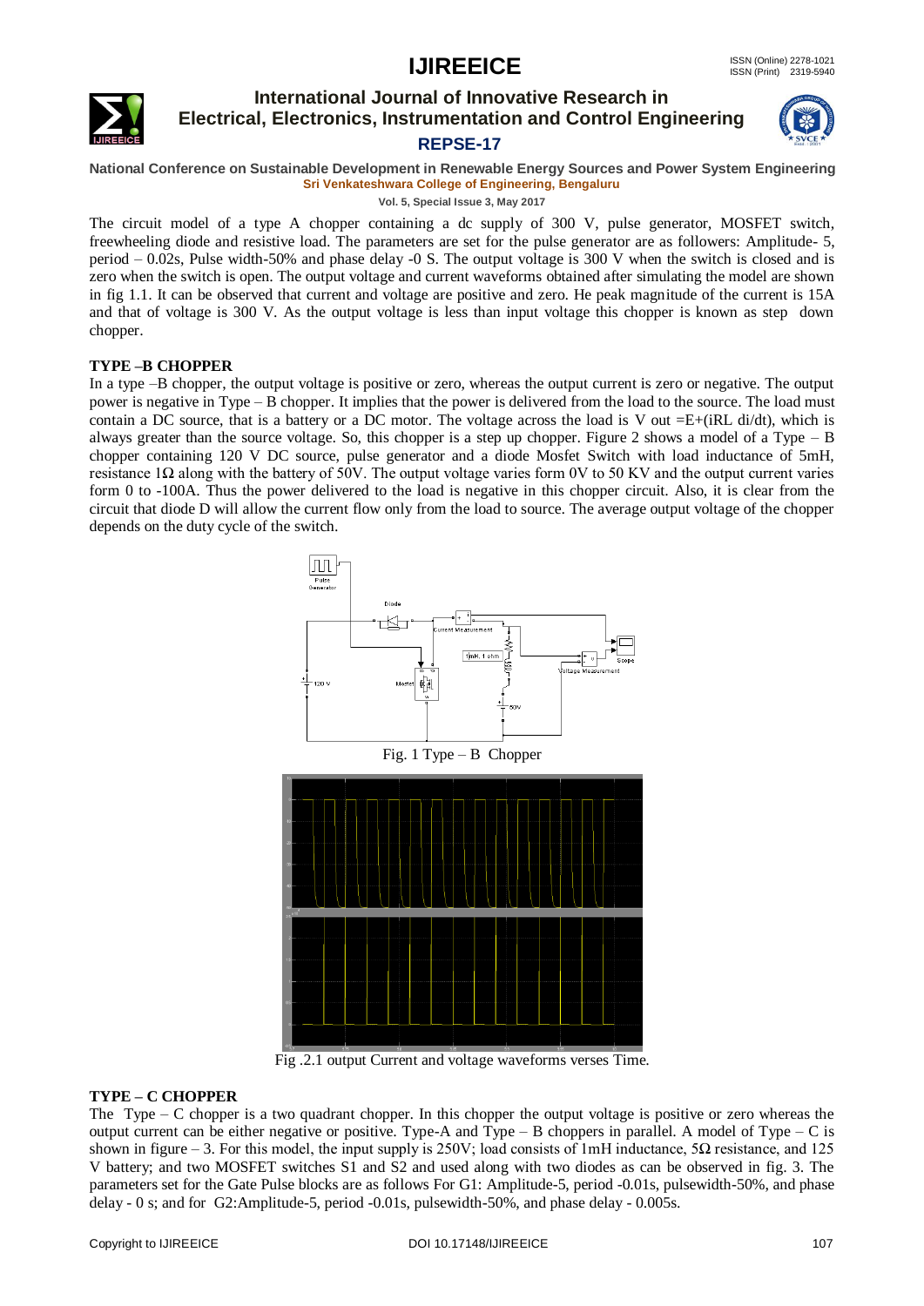The circuit model of a type A chopper containing a dc supply of 300 V, pulse generator, MOSFET switch, freewheeling diode and resistive load. The parameters are set for the pulse generator are as followers: Amplitude- 5, period – 0.02s, Pulse width-50% and phase delay -0 S. The output voltage is 300 V when the switch is closed and is zero when the switch is open. The output voltage and current waveforms obtained after simulating the model are shown in fig 1.1. It can be observed that current and voltage are positive and zero. He peak magnitude of the current is 15A and that of voltage is 300 V. As the output voltage is less than input voltage this chopper is known as step down chopper.

**TYPE –B CHOPPER**

In a type –B chopper, the output voltage is positive or zero, whereas the output current is zero or negative. The output power is negative in Type – B chopper. It implies that the power is delivered from the load to the source. The load must contain a DC source, that is a battery or a DC motor. The voltage across the load is V out =E+(iRL di/dt), which is always greater than the source voltage. So, this chopper is a step up chopper. Figure 2 shows a model of a Type – B chopper containing 120 V DC source, pulse generator and a diode Mosfet Switch with load inductance of 5mH, resistance 1Ω along with the battery of 50V. The output voltage varies form 0V to 50 KV and the output current varies form 0 to -100A. Thus the power delivered to the load is negative in this chopper circuit. Also, it is clear from the circuit that diode D will allow the current flow only from the load to source. The average output voltage of the chopper depends on the duty cycle of the switch.

Fig. 1 Type – B Chopper

Fig .2.1 output Current and voltage waveforms verses Time.

**TYPE – C CHOPPER**

The Type – C chopper is a two quadrant chopper. In this chopper the output voltage is positive or zero whereas the output current can be either negative or positive. Type-A and Type – B choppers in parallel. A model of Type – C is shown in figure – 3. For this model, the input supply is 250V; load consists of 1mH inductance, 5Ω resistance, and 125 V battery; and two MOSFET switches S1 and S2 and used along with two diodes as can be observed in fig. 3. The parameters set for the Gate Pulse blocks are as follows For G1: Amplitude-5, period -0.01s, pulsewidth-50%, and phase delay - 0 s; and for G2:Amplitude-5, period -0.01s, pulsewidth-50%, and phase delay - 0.005s.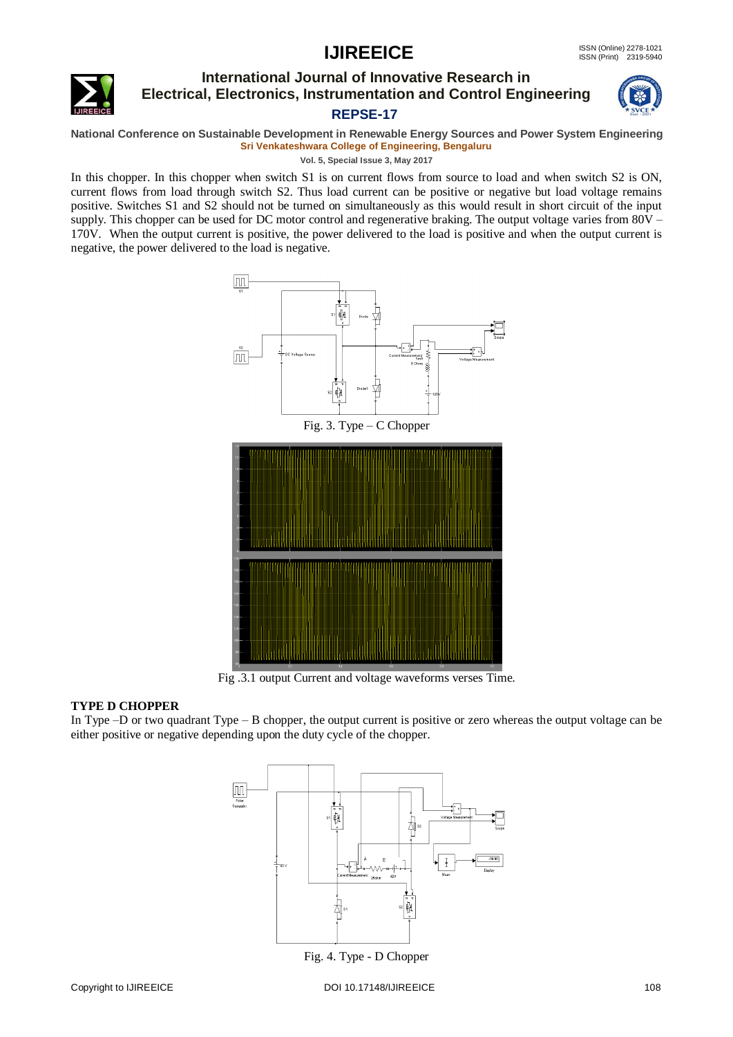In this chopper. In this chopper when switch S1 is on current flows from source to load and when switch S2 is ON, current flows from load through switch S2. Thus load current can be positive or negative but load voltage remains positive. Switches S1 and S2 should not be turned on simultaneously as this would result in short circuit of the input supply. This chopper can be used for DC motor control and regenerative braking. The output voltage varies from 80V – 170V. When the output current is positive, the power delivered to the load is positive and when the output current is negative, the power delivered to the load is negative.

Fig. 3. Type – C Chopper

Fig .3.1 output Current and voltage waveforms verses Time.

## TYPE D CHOPPER

In Type –D or two quadrant Type – B chopper, the output current is positive or zero whereas the output voltage can be either positive or negative depending upon the duty cycle of the chopper.

Fig. 4. Type - D Chopper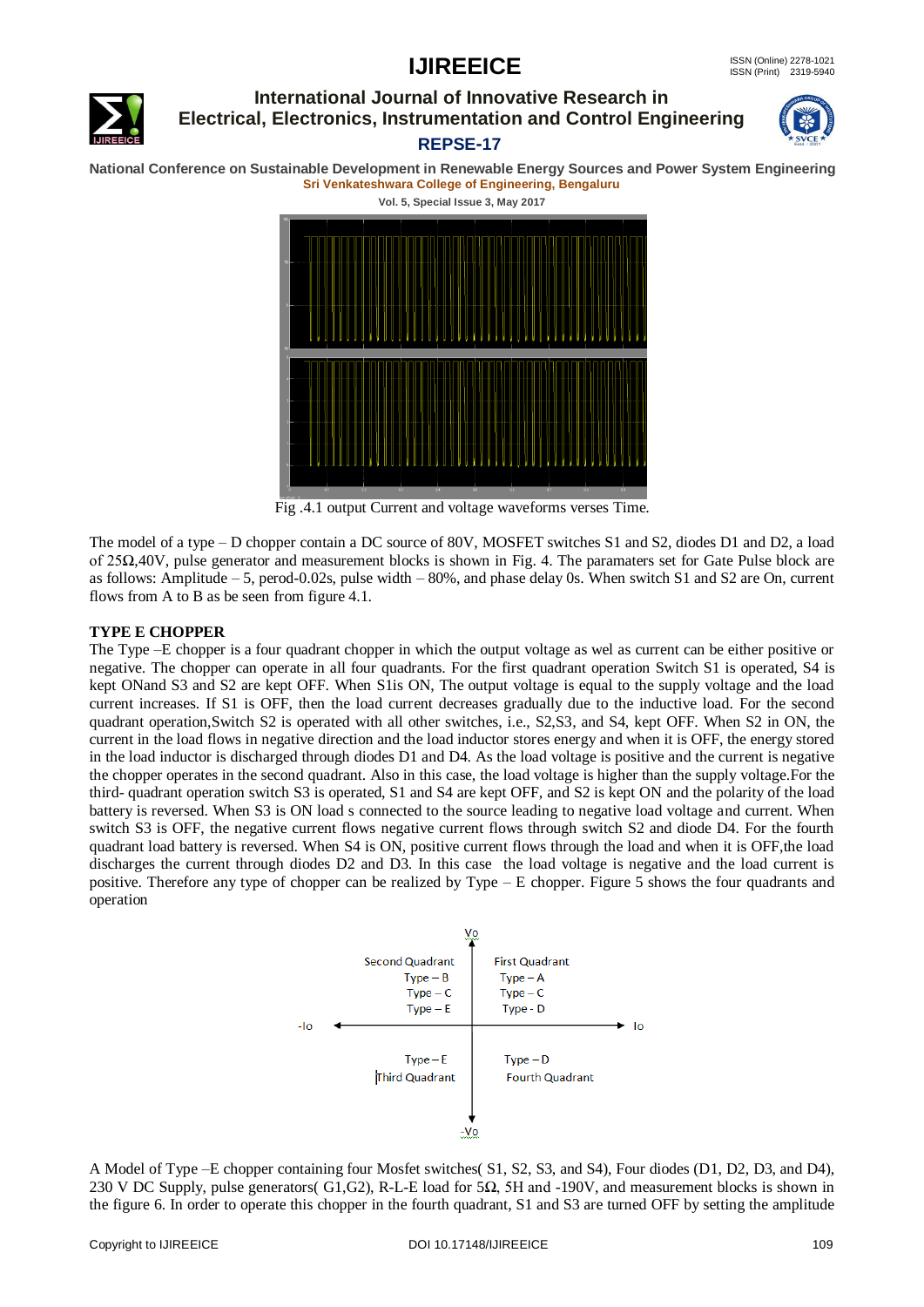Fig .4.1 output Current and voltage waveforms verses Time.

The model of a type – D chopper contain a DC source of 80V, MOSFET switches S1 and S2, diodes D1 and D2, a load of 25Ω,40V, pulse generator and measurement blocks is shown in Fig. 4. The paramaters set for Gate Pulse block are as follows: Amplitude – 5, perod-0.02s, pulse width – 80%, and phase delay 0s. When switch S1 and S2 are On, current flows from A to B as be seen from figure 4.1.

### TYPE E CHOPPER

The Type –E chopper is a four quadrant chopper in which the output voltage as wel as current can be either positive or negative. The chopper can operate in all four quadrants. For the first quadrant operation Switch S1 is operated, S4 is kept ONand S3 and S2 are kept OFF. When S1is ON, The output voltage is equal to the supply voltage and the load current increases. If S1 is OFF, then the load current decreases gradually due to the inductive load. For the second quadrant operation,Switch S2 is operated with all other switches, i.e., S2,S3, and S4, kept OFF. When S2 in ON, the current in the load flows in negative direction and the load inductor stores energy and when it is OFF, the energy stored in the load inductor is discharged through diodes D1 and D4. As the load voltage is positive and the current is negative the chopper operates in the second quadrant. Also in this case, the load voltage is higher than the supply voltage.For the third- quadrant operation switch S3 is operated, S1 and S4 are kept OFF, and S2 is kept ON and the polarity of the load battery is reversed. When S3 is ON load s connected to the source leading to negative load voltage and current. When switch S3 is OFF, the negative current flows negative current flows through switch S2 and diode D4. For the fourth quadrant load battery is reversed. When S4 is ON, positive current flows through the load and when it is OFF,the load discharges the current through diodes D2 and D3. In this case the load voltage is negative and the load current is positive. Therefore any type of chopper can be realized by Type – E chopper. Figure 5 shows the four quadrants and operation

| Second Quadrant | First Quadrant |
|---|---|
| Type – B | Type – A |
| Type – C | Type – C |
| Type – E | Type - D |
| Type – E | Type – D |
| Third Quadrant | Fourth Quadrant |

(Axes: Vo, -Vo, Io, -Io)

A Model of Type –E chopper containing four Mosfet switches( S1, S2, S3, and S4), Four diodes (D1, D2, D3, and D4), 230 V DC Supply, pulse generators( G1,G2), R-L-E load for 5Ω, 5H and -190V, and measurement blocks is shown in the figure 6. In order to operate this chopper in the fourth quadrant, S1 and S3 are turned OFF by setting the amplitude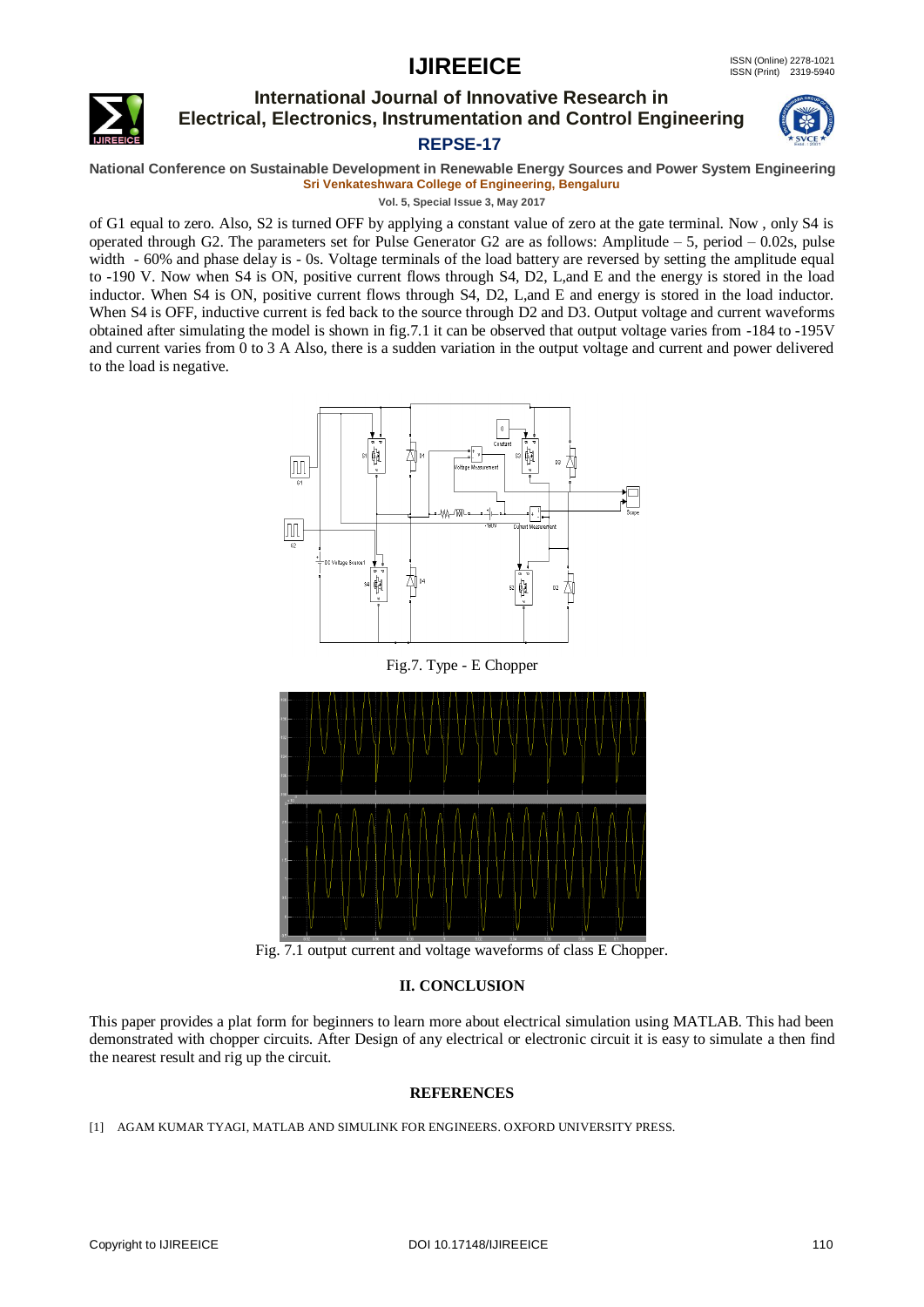of G1 equal to zero. Also, S2 is turned OFF by applying a constant value of zero at the gate terminal. Now , only S4 is operated through G2. The parameters set for Pulse Generator G2 are as follows: Amplitude – 5, period – 0.02s, pulse width - 60% and phase delay is - 0s. Voltage terminals of the load battery are reversed by setting the amplitude equal to -190 V. Now when S4 is ON, positive current flows through S4, D2, L,and E and the energy is stored in the load inductor. When S4 is ON, positive current flows through S4, D2, L,and E and energy is stored in the load inductor. When S4 is OFF, inductive current is fed back to the source through D2 and D3. Output voltage and current waveforms obtained after simulating the model is shown in fig.7.1 it can be observed that output voltage varies from -184 to -195V and current varies from 0 to 3 A Also, there is a sudden variation in the output voltage and current and power delivered to the load is negative.

Fig.7. Type - E Chopper

Fig. 7.1 output current and voltage waveforms of class E Chopper.

## II. CONCLUSION

This paper provides a plat form for beginners to learn more about electrical simulation using MATLAB. This had been demonstrated with chopper circuits. After Design of any electrical or electronic circuit it is easy to simulate a then find the nearest result and rig up the circuit.

## REFERENCES

[1] AGAM KUMAR TYAGI, MATLAB AND SIMULINK FOR ENGINEERS. OXFORD UNIVERSITY PRESS.